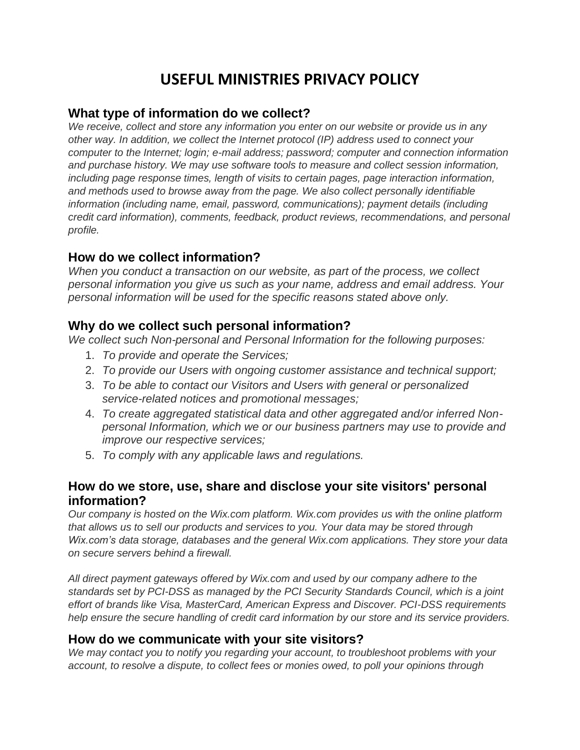# USEFUL MINISTRIES PRIVACY POLICY

## What type of information do we collect?

*We receive, collect and store any information you enter on our website or provide us in any other way. In addition, we collect the Internet protocol (IP) address used to connect your computer to the Internet; login; e-mail address; password; computer and connection information and purchase history. We may use software tools to measure and collect session information, including page response times, length of visits to certain pages, page interaction information, and methods used to browse away from the page. We also collect personally identifiable information (including name, email, password, communications); payment details (including credit card information), comments, feedback, product reviews, recommendations, and personal profile.*

## How do we collect information?

*When you conduct a transaction on our website, as part of the process, we collect personal information you give us such as your name, address and email address. Your personal information will be used for the specific reasons stated above only.*

## Why do we collect such personal information?

*We collect such Non-personal and Personal Information for the following purposes:*

1. *To provide and operate the Services;*
2. *To provide our Users with ongoing customer assistance and technical support;*
3. *To be able to contact our Visitors and Users with general or personalized service-related notices and promotional messages;*
4. *To create aggregated statistical data and other aggregated and/or inferred Non-personal Information, which we or our business partners may use to provide and improve our respective services;*
5. *To comply with any applicable laws and regulations.*

## How do we store, use, share and disclose your site visitors' personal information?

*Our company is hosted on the Wix.com platform. Wix.com provides us with the online platform that allows us to sell our products and services to you. Your data may be stored through Wix.com's data storage, databases and the general Wix.com applications. They store your data on secure servers behind a firewall.*

*All direct payment gateways offered by Wix.com and used by our company adhere to the standards set by PCI-DSS as managed by the PCI Security Standards Council, which is a joint effort of brands like Visa, MasterCard, American Express and Discover. PCI-DSS requirements help ensure the secure handling of credit card information by our store and its service providers.*

## How do we communicate with your site visitors?

*We may contact you to notify you regarding your account, to troubleshoot problems with your account, to resolve a dispute, to collect fees or monies owed, to poll your opinions through*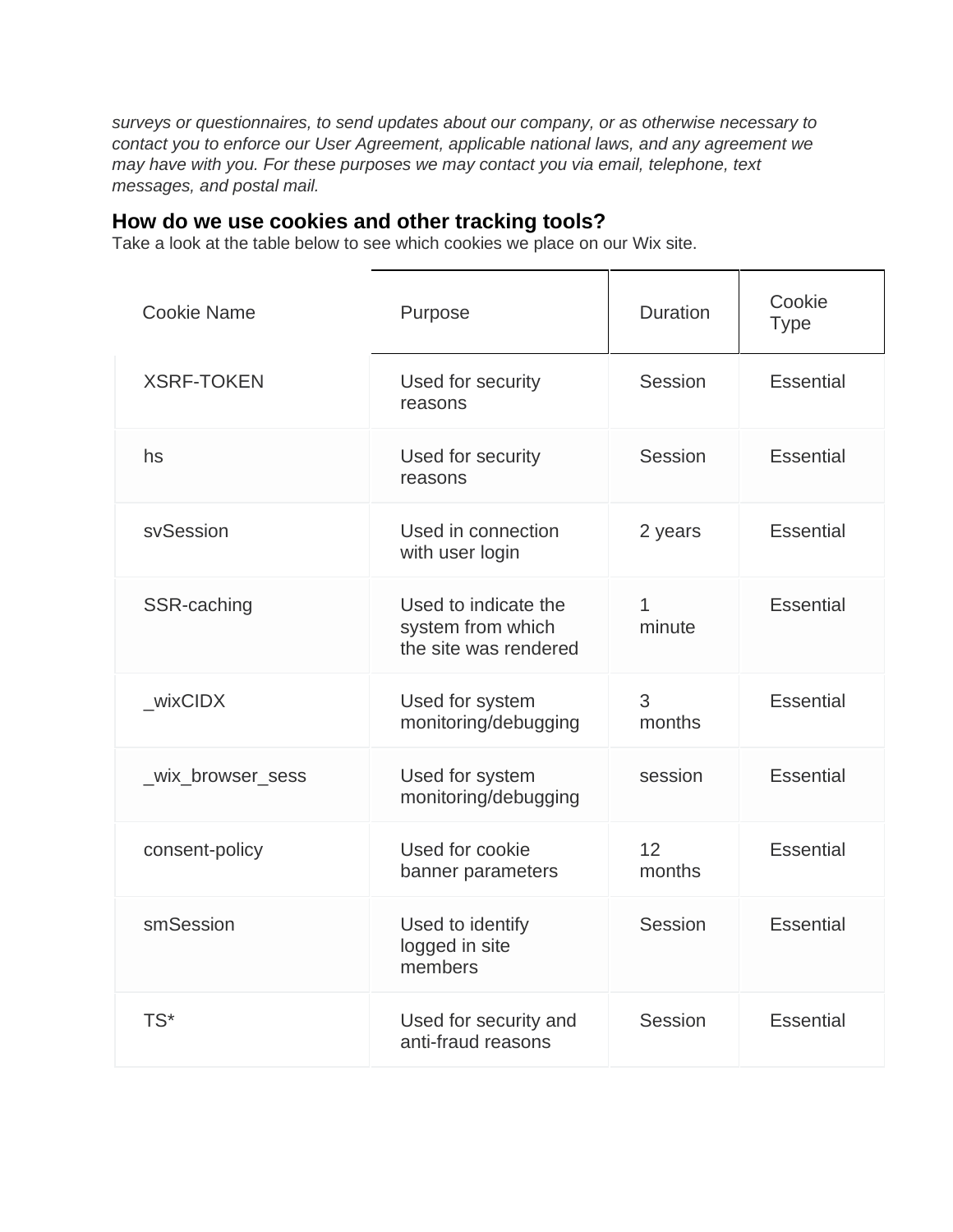*surveys or questionnaires, to send updates about our company, or as otherwise necessary to contact you to enforce our User Agreement, applicable national laws, and any agreement we may have with you. For these purposes we may contact you via email, telephone, text messages, and postal mail.*

## How do we use cookies and other tracking tools?

Take a look at the table below to see which cookies we place on our Wix site.

| Cookie Name | Purpose | Duration | Cookie Type |
|---|---|---|---|
| XSRF-TOKEN | Used for security reasons | Session | Essential |
| hs | Used for security reasons | Session | Essential |
| svSession | Used in connection with user login | 2 years | Essential |
| SSR-caching | Used to indicate the system from which the site was rendered | 1 minute | Essential |
| _wixCIDX | Used for system monitoring/debugging | 3 months | Essential |
| _wix_browser_sess | Used for system monitoring/debugging | session | Essential |
| consent-policy | Used for cookie banner parameters | 12 months | Essential |
| smSession | Used to identify logged in site members | Session | Essential |
| TS* | Used for security and anti-fraud reasons | Session | Essential |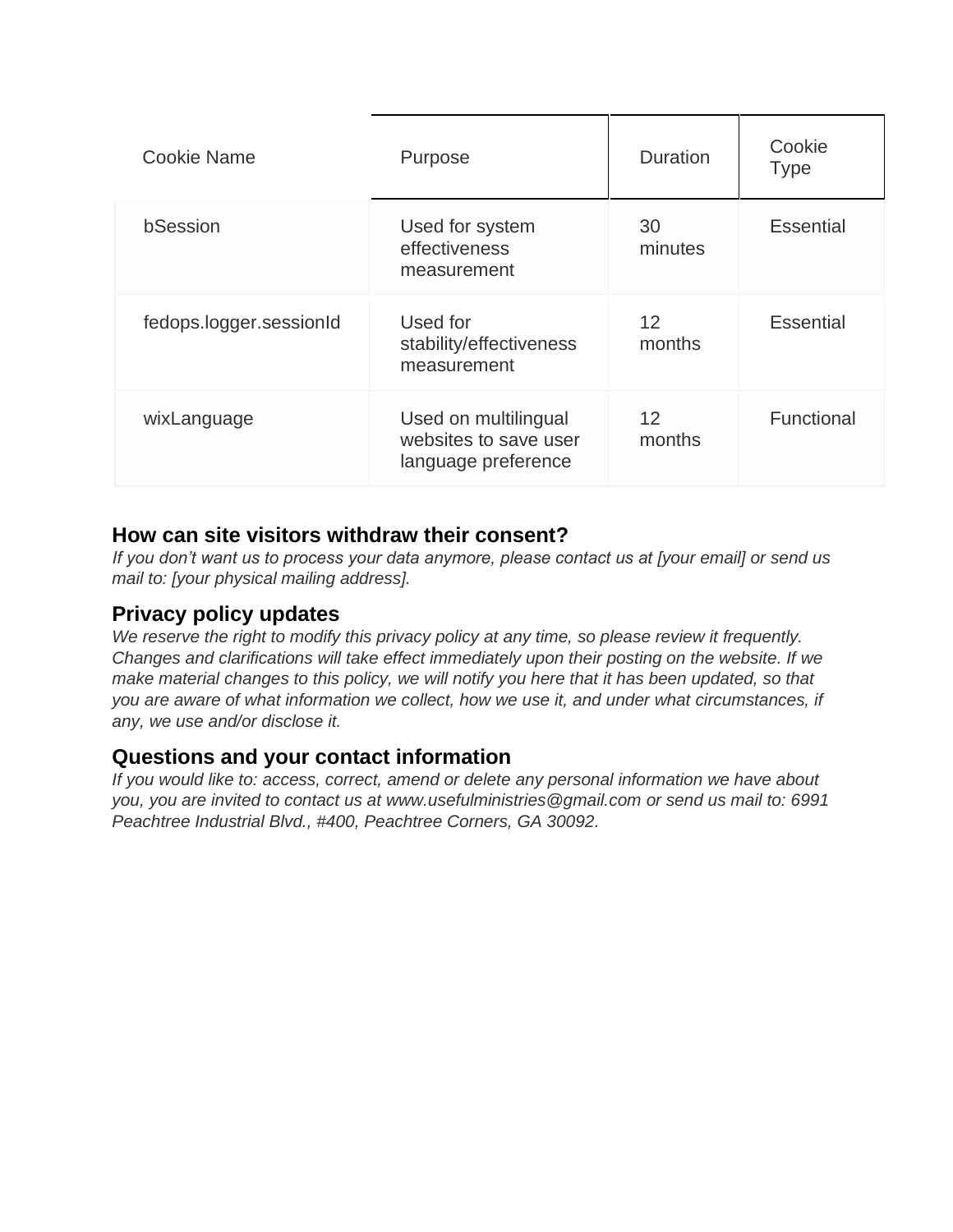| Cookie Name | Purpose | Duration | Cookie Type |
| --- | --- | --- | --- |
| bSession | Used for system effectiveness measurement | 30 minutes | Essential |
| fedops.logger.sessionId | Used for stability/effectiveness measurement | 12 months | Essential |
| wixLanguage | Used on multilingual websites to save user language preference | 12 months | Functional |

### How can site visitors withdraw their consent?

*If you don't want us to process your data anymore, please contact us at [your email] or send us mail to: [your physical mailing address].*

### Privacy policy updates

*We reserve the right to modify this privacy policy at any time, so please review it frequently. Changes and clarifications will take effect immediately upon their posting on the website. If we make material changes to this policy, we will notify you here that it has been updated, so that you are aware of what information we collect, how we use it, and under what circumstances, if any, we use and/or disclose it.*

### Questions and your contact information

*If you would like to: access, correct, amend or delete any personal information we have about you, you are invited to contact us at www.usefulministries@gmail.com or send us mail to: 6991 Peachtree Industrial Blvd., #400, Peachtree Corners, GA 30092.*